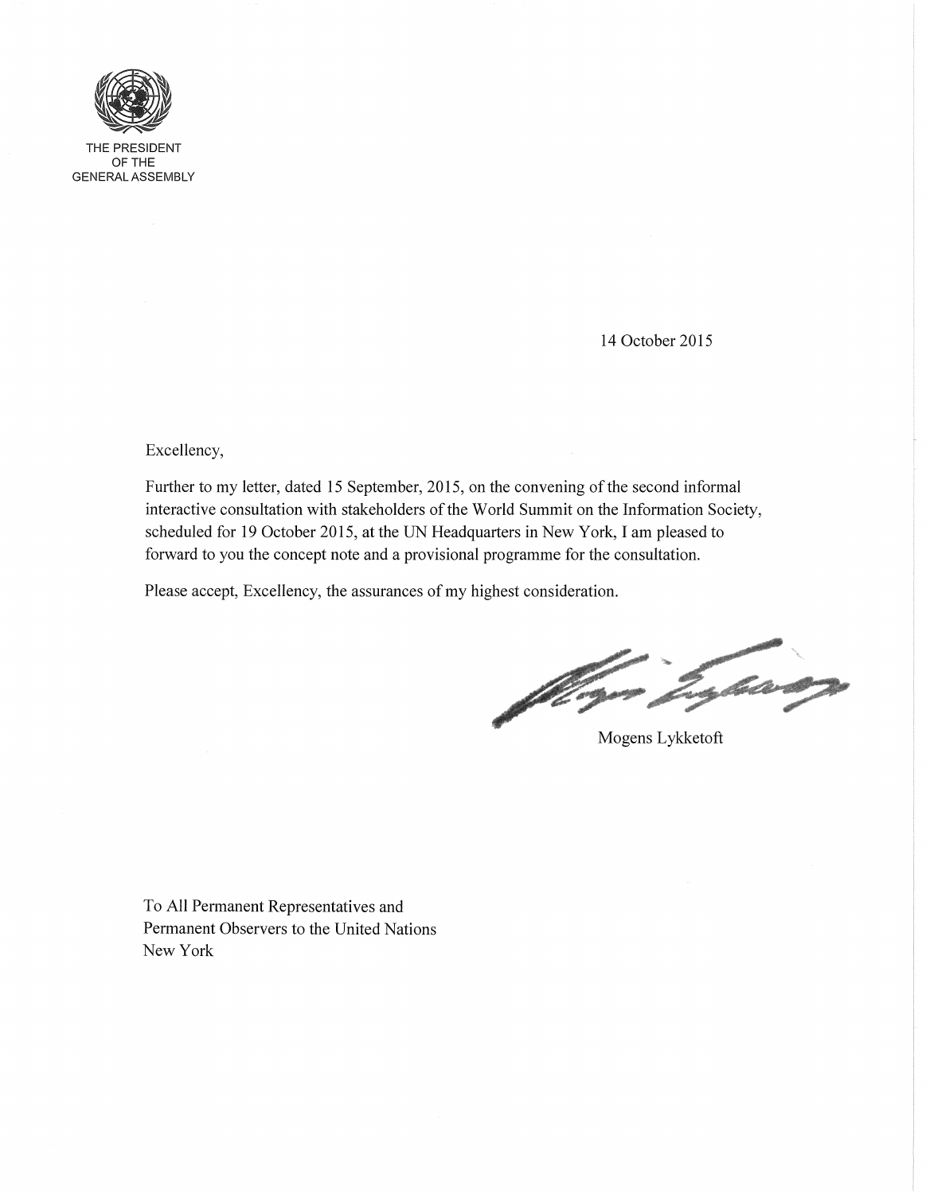THE PRESIDENT
OF THE
GENERAL ASSEMBLY

14 October 2015

Excellency,

Further to my letter, dated 15 September, 2015, on the convening of the second informal interactive consultation with stakeholders of the World Summit on the Information Society, scheduled for 19 October 2015, at the UN Headquarters in New York, I am pleased to forward to you the concept note and a provisional programme for the consultation.

Please accept, Excellency, the assurances of my highest consideration.

Mogens Lykketoft

To All Permanent Representatives and
Permanent Observers to the United Nations
New York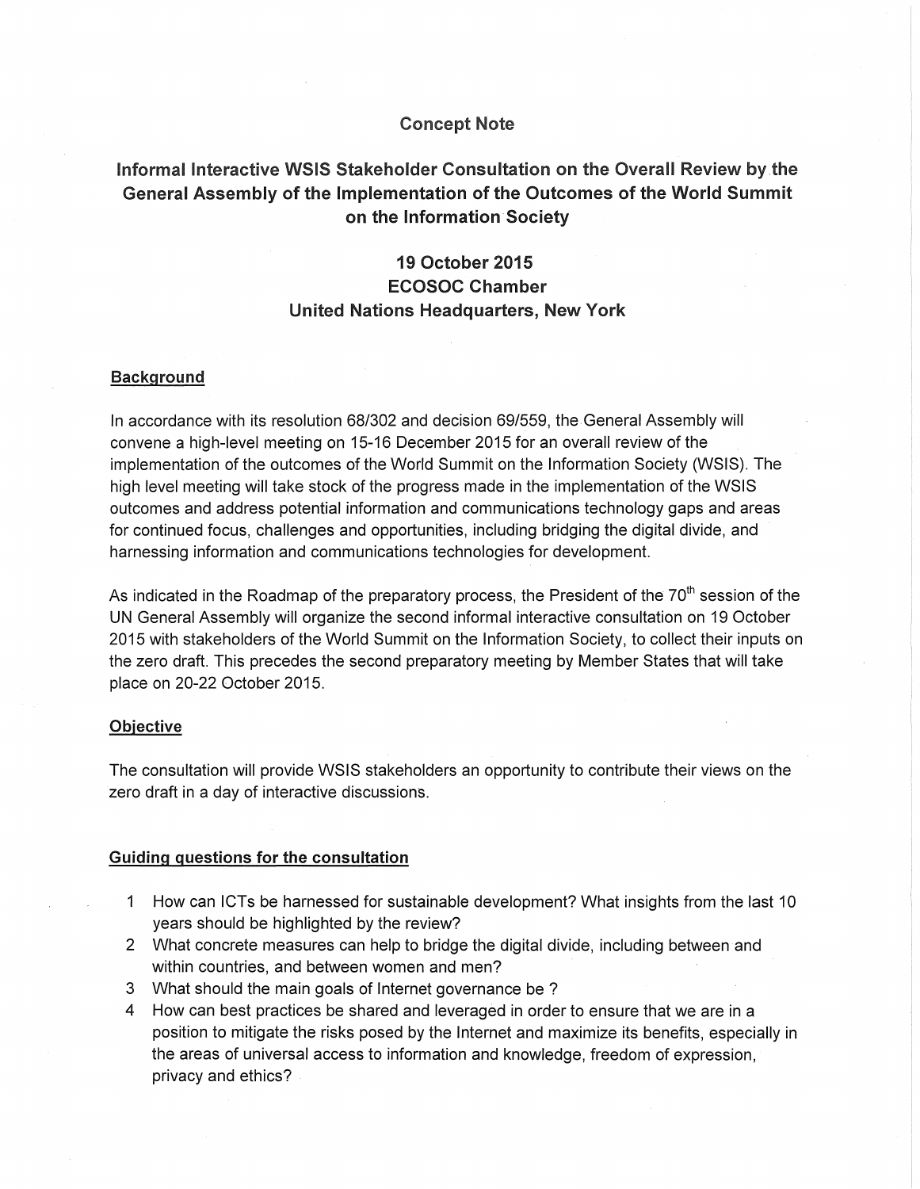# Concept Note

## Informal Interactive WSIS Stakeholder Consultation on the Overall Review by the General Assembly of the Implementation of the Outcomes of the World Summit on the Information Society

### 19 October 2015
### ECOSOC Chamber
### United Nations Headquarters, New York

**Background**

In accordance with its resolution 68/302 and decision 69/559, the General Assembly will convene a high-level meeting on 15-16 December 2015 for an overall review of the implementation of the outcomes of the World Summit on the Information Society (WSIS). The high level meeting will take stock of the progress made in the implementation of the WSIS outcomes and address potential information and communications technology gaps and areas for continued focus, challenges and opportunities, including bridging the digital divide, and harnessing information and communications technologies for development.

As indicated in the Roadmap of the preparatory process, the President of the 70th session of the UN General Assembly will organize the second informal interactive consultation on 19 October 2015 with stakeholders of the World Summit on the Information Society, to collect their inputs on the zero draft. This precedes the second preparatory meeting by Member States that will take place on 20-22 October 2015.

**Objective**

The consultation will provide WSIS stakeholders an opportunity to contribute their views on the zero draft in a day of interactive discussions.

**Guiding questions for the consultation**

1. How can ICTs be harnessed for sustainable development? What insights from the last 10 years should be highlighted by the review?
2. What concrete measures can help to bridge the digital divide, including between and within countries, and between women and men?
3. What should the main goals of Internet governance be ?
4. How can best practices be shared and leveraged in order to ensure that we are in a position to mitigate the risks posed by the Internet and maximize its benefits, especially in the areas of universal access to information and knowledge, freedom of expression, privacy and ethics?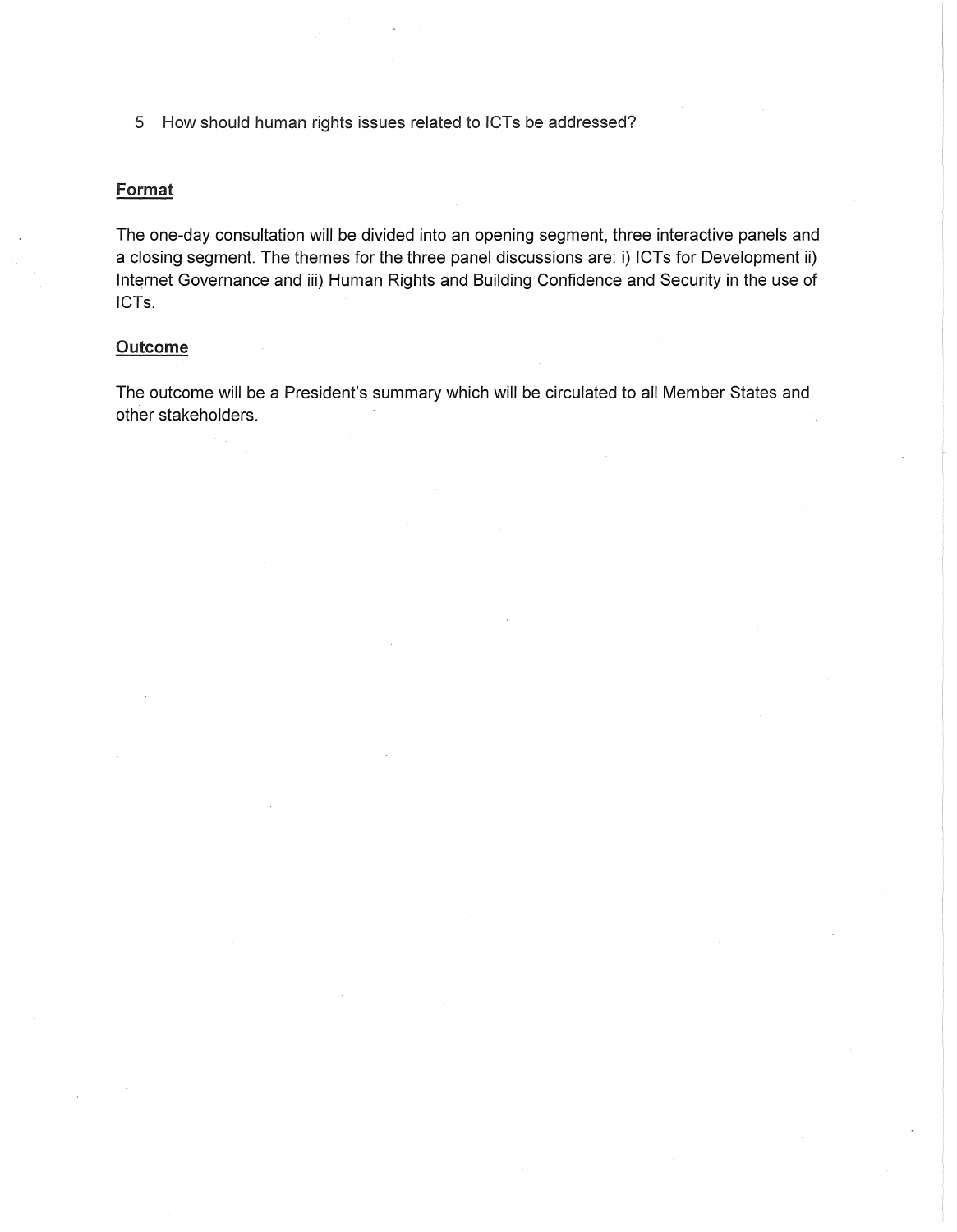5. How should human rights issues related to ICTs be addressed?

**Format**

The one-day consultation will be divided into an opening segment, three interactive panels and a closing segment. The themes for the three panel discussions are: i) ICTs for Development ii) Internet Governance and iii) Human Rights and Building Confidence and Security in the use of ICTs.

**Outcome**

The outcome will be a President's summary which will be circulated to all Member States and other stakeholders.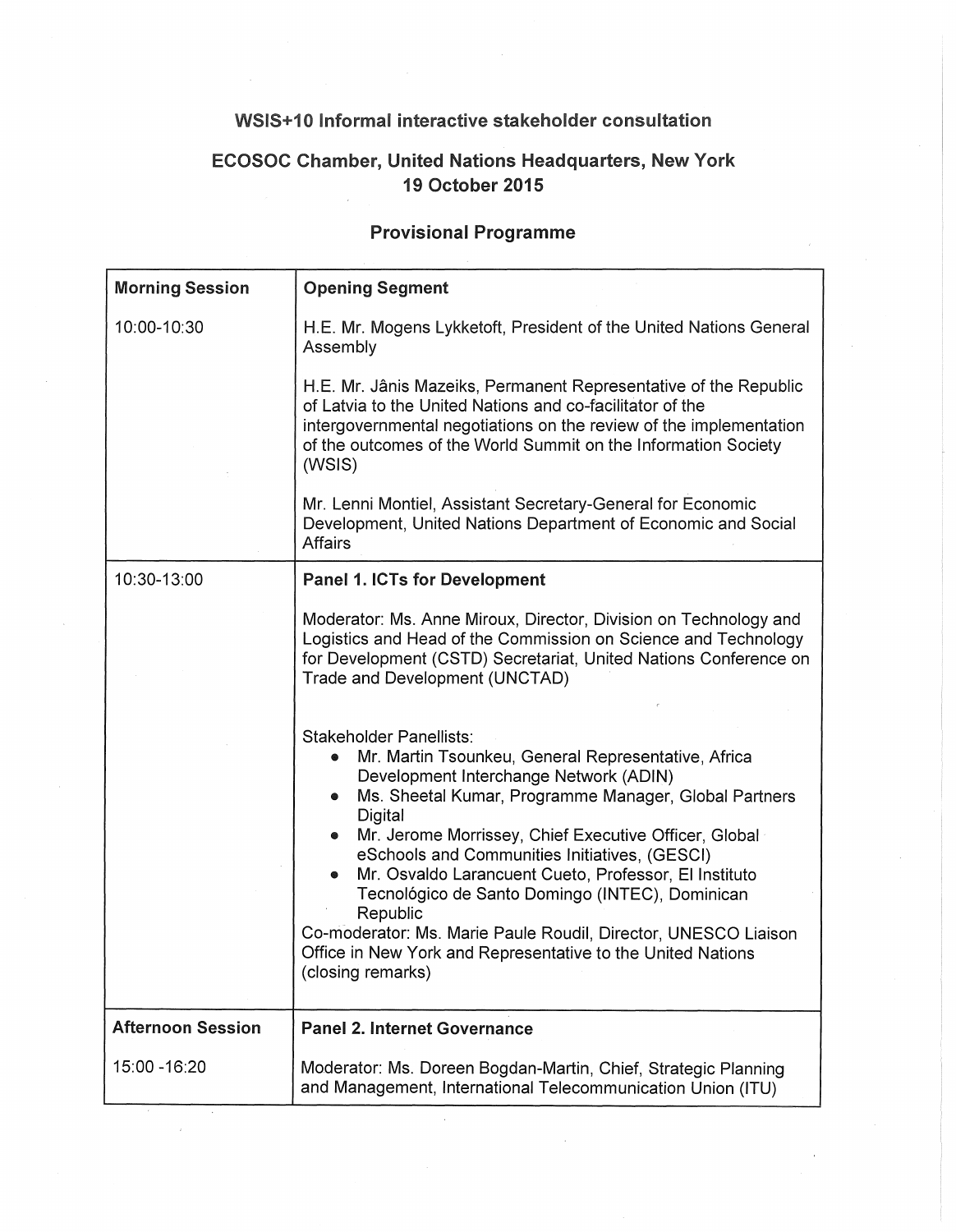**WSIS+10 Informal interactive stakeholder consultation**

**ECOSOC Chamber, United Nations Headquarters, New York**
**19 October 2015**

**Provisional Programme**

| **Morning Session** | **Opening Segment** |
|---|---|
| 10:00-10:30 | H.E. Mr. Mogens Lykketoft, President of the United Nations General Assembly<br><br>H.E. Mr. Jânis Mazeiks, Permanent Representative of the Republic of Latvia to the United Nations and co-facilitator of the intergovernmental negotiations on the review of the implementation of the outcomes of the World Summit on the Information Society (WSIS)<br><br>Mr. Lenni Montiel, Assistant Secretary-General for Economic Development, United Nations Department of Economic and Social Affairs |
| 10:30-13:00 | **Panel 1. ICTs for Development**<br><br>Moderator: Ms. Anne Miroux, Director, Division on Technology and Logistics and Head of the Commission on Science and Technology for Development (CSTD) Secretariat, United Nations Conference on Trade and Development (UNCTAD)<br><br>Stakeholder Panellists:<br>• Mr. Martin Tsounkeu, General Representative, Africa Development Interchange Network (ADIN)<br>• Ms. Sheetal Kumar, Programme Manager, Global Partners Digital<br>• Mr. Jerome Morrissey, Chief Executive Officer, Global eSchools and Communities Initiatives, (GESCI)<br>• Mr. Osvaldo Larancuent Cueto, Professor, El Instituto Tecnológico de Santo Domingo (INTEC), Dominican Republic<br>Co-moderator: Ms. Marie Paule Roudil, Director, UNESCO Liaison Office in New York and Representative to the United Nations (closing remarks) |
| **Afternoon Session** | **Panel 2. Internet Governance** |
| 15:00 -16:20 | Moderator: Ms. Doreen Bogdan-Martin, Chief, Strategic Planning and Management, International Telecommunication Union (ITU) |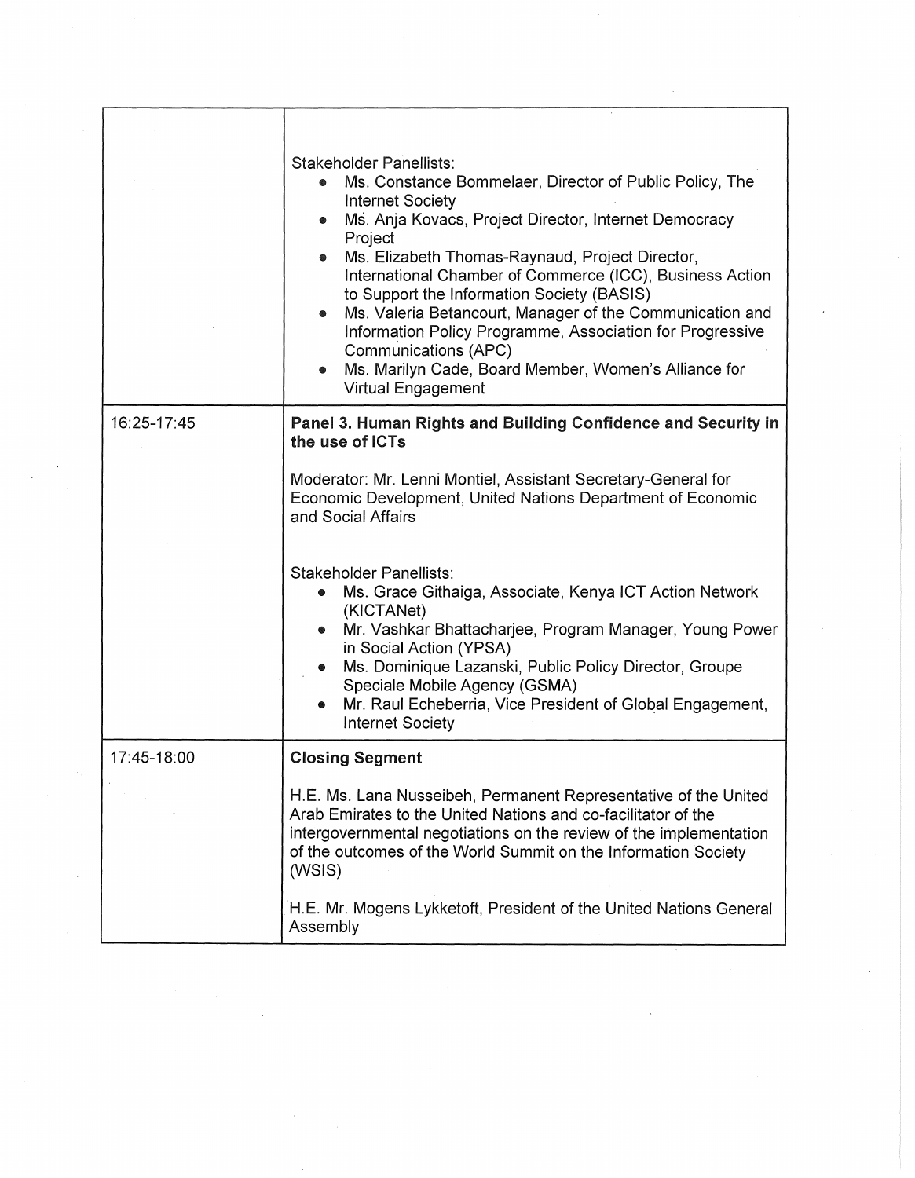| | |
|---|---|
| | Stakeholder Panellists:<br>• Ms. Constance Bommelaer, Director of Public Policy, The Internet Society<br>• Ms. Anja Kovacs, Project Director, Internet Democracy Project<br>• Ms. Elizabeth Thomas-Raynaud, Project Director, International Chamber of Commerce (ICC), Business Action to Support the Information Society (BASIS)<br>• Ms. Valeria Betancourt, Manager of the Communication and Information Policy Programme, Association for Progressive Communications (APC)<br>• Ms. Marilyn Cade, Board Member, Women's Alliance for Virtual Engagement |
| 16:25-17:45 | **Panel 3. Human Rights and Building Confidence and Security in the use of ICTs**<br><br>Moderator: Mr. Lenni Montiel, Assistant Secretary-General for Economic Development, United Nations Department of Economic and Social Affairs<br><br>Stakeholder Panellists:<br>• Ms. Grace Githaiga, Associate, Kenya ICT Action Network (KICTANet)<br>• Mr. Vashkar Bhattacharjee, Program Manager, Young Power in Social Action (YPSA)<br>• Ms. Dominique Lazanski, Public Policy Director, Groupe Speciale Mobile Agency (GSMA)<br>• Mr. Raul Echeberria, Vice President of Global Engagement, Internet Society |
| 17:45-18:00 | **Closing Segment**<br><br>H.E. Ms. Lana Nusseibeh, Permanent Representative of the United Arab Emirates to the United Nations and co-facilitator of the intergovernmental negotiations on the review of the implementation of the outcomes of the World Summit on the Information Society (WSIS)<br><br>H.E. Mr. Mogens Lykketoft, President of the United Nations General Assembly |